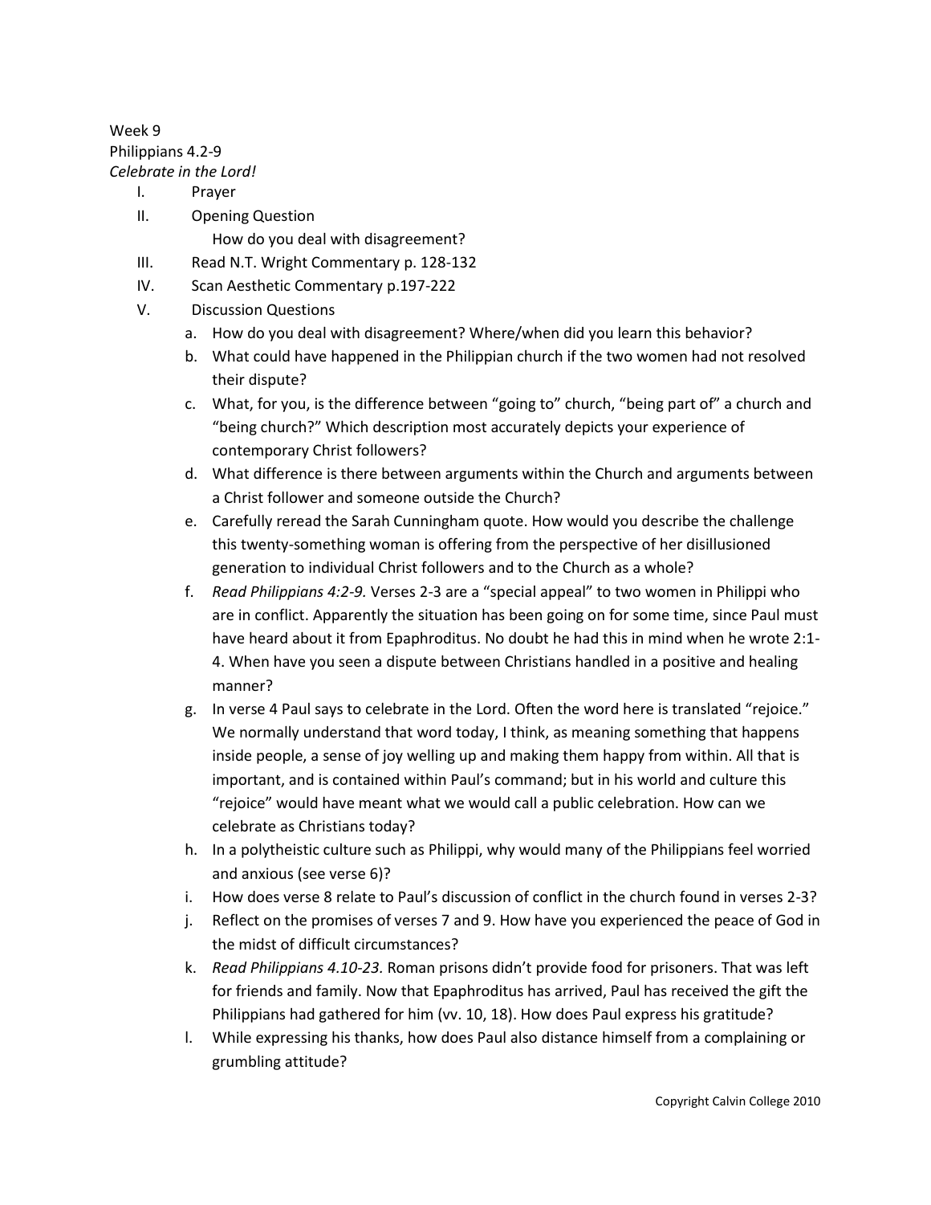Week 9

Philippians 4.2-9

*Celebrate in the Lord!*

I. Prayer

II. Opening Question

   How do you deal with disagreement?

III. Read N.T. Wright Commentary p. 128-132

IV. Scan Aesthetic Commentary p.197-222

V. Discussion Questions

   a. How do you deal with disagreement? Where/when did you learn this behavior?
   b. What could have happened in the Philippian church if the two women had not resolved their dispute?
   c. What, for you, is the difference between "going to" church, "being part of" a church and "being church?" Which description most accurately depicts your experience of contemporary Christ followers?
   d. What difference is there between arguments within the Church and arguments between a Christ follower and someone outside the Church?
   e. Carefully reread the Sarah Cunningham quote. How would you describe the challenge this twenty-something woman is offering from the perspective of her disillusioned generation to individual Christ followers and to the Church as a whole?
   f. *Read Philippians 4:2-9.* Verses 2-3 are a "special appeal" to two women in Philippi who are in conflict. Apparently the situation has been going on for some time, since Paul must have heard about it from Epaphroditus. No doubt he had this in mind when he wrote 2:1-4. When have you seen a dispute between Christians handled in a positive and healing manner?
   g. In verse 4 Paul says to celebrate in the Lord. Often the word here is translated "rejoice." We normally understand that word today, I think, as meaning something that happens inside people, a sense of joy welling up and making them happy from within. All that is important, and is contained within Paul's command; but in his world and culture this "rejoice" would have meant what we would call a public celebration. How can we celebrate as Christians today?
   h. In a polytheistic culture such as Philippi, why would many of the Philippians feel worried and anxious (see verse 6)?
   i. How does verse 8 relate to Paul's discussion of conflict in the church found in verses 2-3?
   j. Reflect on the promises of verses 7 and 9. How have you experienced the peace of God in the midst of difficult circumstances?
   k. *Read Philippians 4.10-23.* Roman prisons didn't provide food for prisoners. That was left for friends and family. Now that Epaphroditus has arrived, Paul has received the gift the Philippians had gathered for him (vv. 10, 18). How does Paul express his gratitude?
   l. While expressing his thanks, how does Paul also distance himself from a complaining or grumbling attitude?

Copyright Calvin College 2010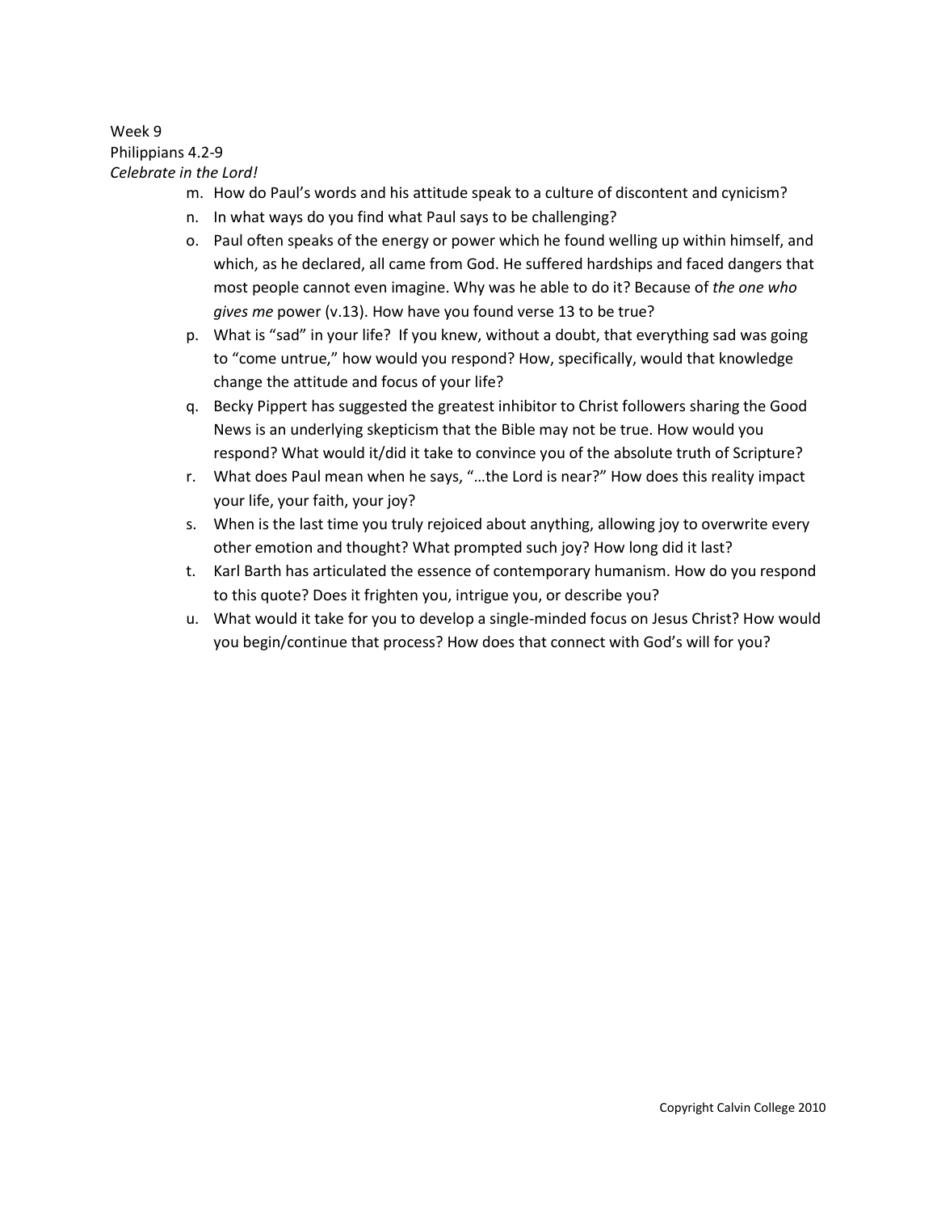Week 9
Philippians 4.2-9
*Celebrate in the Lord!*

m. How do Paul's words and his attitude speak to a culture of discontent and cynicism?
n. In what ways do you find what Paul says to be challenging?
o. Paul often speaks of the energy or power which he found welling up within himself, and which, as he declared, all came from God. He suffered hardships and faced dangers that most people cannot even imagine. Why was he able to do it? Because of *the one who gives me* power (v.13). How have you found verse 13 to be true?
p. What is "sad" in your life? If you knew, without a doubt, that everything sad was going to "come untrue," how would you respond? How, specifically, would that knowledge change the attitude and focus of your life?
q. Becky Pippert has suggested the greatest inhibitor to Christ followers sharing the Good News is an underlying skepticism that the Bible may not be true. How would you respond? What would it/did it take to convince you of the absolute truth of Scripture?
r. What does Paul mean when he says, "…the Lord is near?" How does this reality impact your life, your faith, your joy?
s. When is the last time you truly rejoiced about anything, allowing joy to overwrite every other emotion and thought? What prompted such joy? How long did it last?
t. Karl Barth has articulated the essence of contemporary humanism. How do you respond to this quote? Does it frighten you, intrigue you, or describe you?
u. What would it take for you to develop a single-minded focus on Jesus Christ? How would you begin/continue that process? How does that connect with God's will for you?

Copyright Calvin College 2010